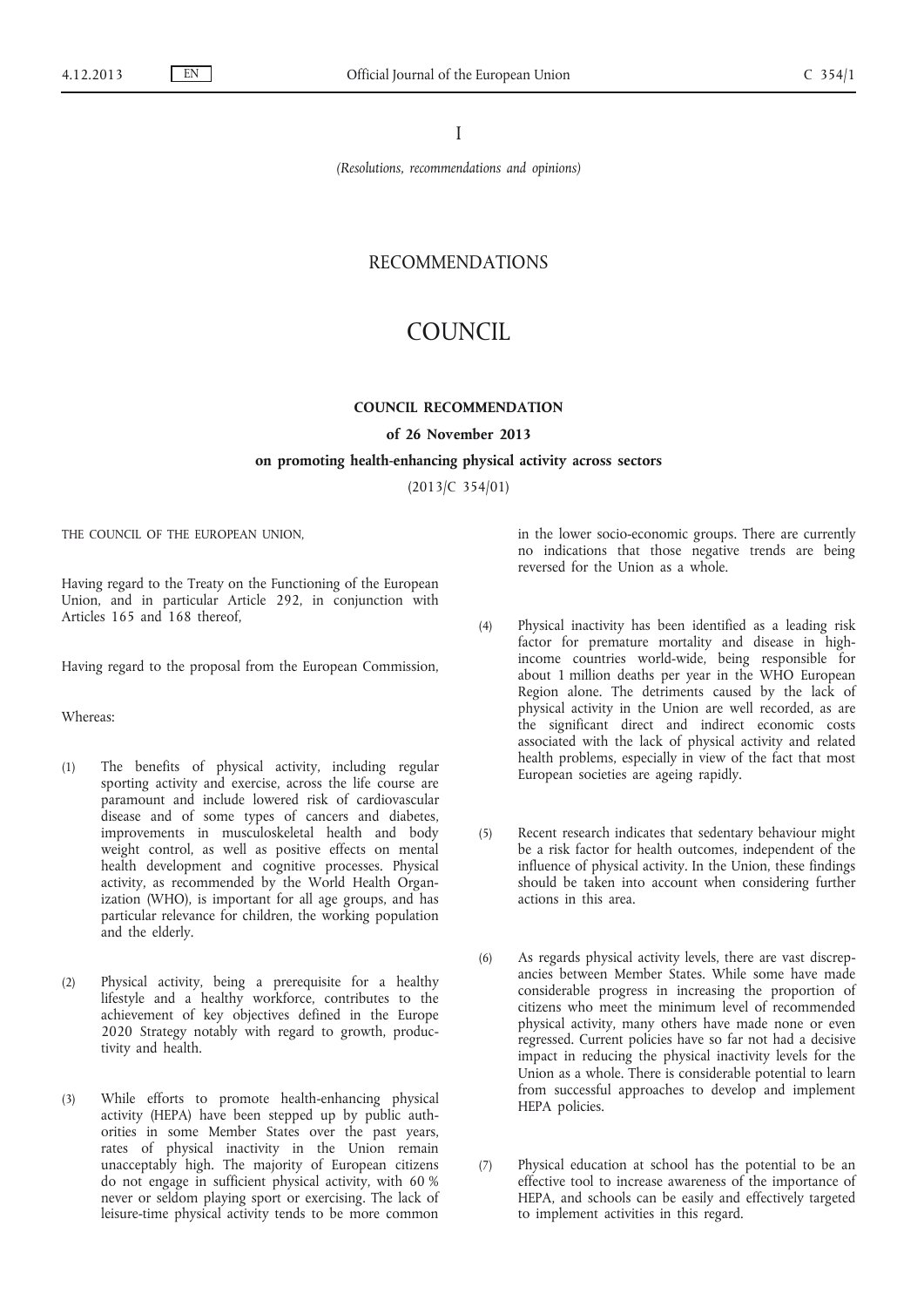I

*(Resolutions, recommendations and opinions)*

# RECOMMENDATIONS

# COUNCIL

## COUNCIL RECOMMENDATION

### of 26 November 2013

### on promoting health-enhancing physical activity across sectors

(2013/C 354/01)

THE COUNCIL OF THE EUROPEAN UNION,

Having regard to the Treaty on the Functioning of the European Union, and in particular Article 292, in conjunction with Articles 165 and 168 thereof,

Having regard to the proposal from the European Commission,

Whereas:

(1) The benefits of physical activity, including regular sporting activity and exercise, across the life course are paramount and include lowered risk of cardiovascular disease and of some types of cancers and diabetes, improvements in musculoskeletal health and body weight control, as well as positive effects on mental health development and cognitive processes. Physical activity, as recommended by the World Health Organization (WHO), is important for all age groups, and has particular relevance for children, the working population and the elderly.

(2) Physical activity, being a prerequisite for a healthy lifestyle and a healthy workforce, contributes to the achievement of key objectives defined in the Europe 2020 Strategy notably with regard to growth, productivity and health.

(3) While efforts to promote health-enhancing physical activity (HEPA) have been stepped up by public authorities in some Member States over the past years, rates of physical inactivity in the Union remain unacceptably high. The majority of European citizens do not engage in sufficient physical activity, with 60 % never or seldom playing sport or exercising. The lack of leisure-time physical activity tends to be more common in the lower socio-economic groups. There are currently no indications that those negative trends are being reversed for the Union as a whole.

(4) Physical inactivity has been identified as a leading risk factor for premature mortality and disease in high-income countries world-wide, being responsible for about 1 million deaths per year in the WHO European Region alone. The detriments caused by the lack of physical activity in the Union are well recorded, as are the significant direct and indirect economic costs associated with the lack of physical activity and related health problems, especially in view of the fact that most European societies are ageing rapidly.

(5) Recent research indicates that sedentary behaviour might be a risk factor for health outcomes, independent of the influence of physical activity. In the Union, these findings should be taken into account when considering further actions in this area.

(6) As regards physical activity levels, there are vast discrepancies between Member States. While some have made considerable progress in increasing the proportion of citizens who meet the minimum level of recommended physical activity, many others have made none or even regressed. Current policies have so far not had a decisive impact in reducing the physical inactivity levels for the Union as a whole. There is considerable potential to learn from successful approaches to develop and implement HEPA policies.

(7) Physical education at school has the potential to be an effective tool to increase awareness of the importance of HEPA, and schools can be easily and effectively targeted to implement activities in this regard.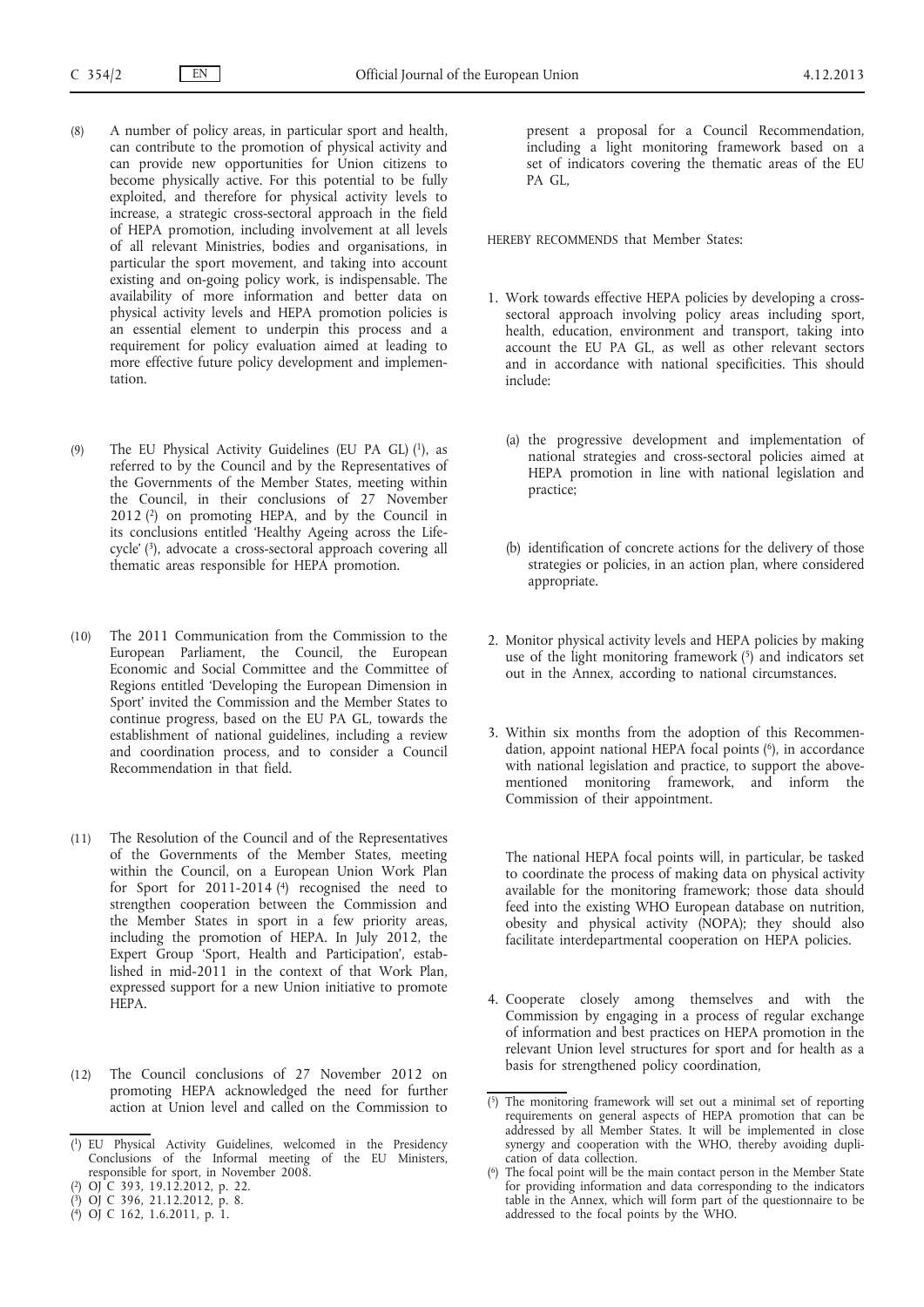(8) A number of policy areas, in particular sport and health, can contribute to the promotion of physical activity and can provide new opportunities for Union citizens to become physically active. For this potential to be fully exploited, and therefore for physical activity levels to increase, a strategic cross-sectoral approach in the field of HEPA promotion, including involvement at all levels of all relevant Ministries, bodies and organisations, in particular the sport movement, and taking into account existing and on-going policy work, is indispensable. The availability of more information and better data on physical activity levels and HEPA promotion policies is an essential element to underpin this process and a requirement for policy evaluation aimed at leading to more effective future policy development and implementation.

(9) The EU Physical Activity Guidelines (EU PA GL) [1], as referred to by the Council and by the Representatives of the Governments of the Member States, meeting within the Council, in their conclusions of 27 November 2012 [2] on promoting HEPA, and by the Council in its conclusions entitled 'Healthy Ageing across the Lifecycle' [3], advocate a cross-sectoral approach covering all thematic areas responsible for HEPA promotion.

(10) The 2011 Communication from the Commission to the European Parliament, the Council, the European Economic and Social Committee and the Committee of Regions entitled 'Developing the European Dimension in Sport' invited the Commission and the Member States to continue progress, based on the EU PA GL, towards the establishment of national guidelines, including a review and coordination process, and to consider a Council Recommendation in that field.

(11) The Resolution of the Council and of the Representatives of the Governments of the Member States, meeting within the Council, on a European Union Work Plan for Sport for 2011-2014 [4] recognised the need to strengthen cooperation between the Commission and the Member States in sport in a few priority areas, including the promotion of HEPA. In July 2012, the Expert Group 'Sport, Health and Participation', established in mid-2011 in the context of that Work Plan, expressed support for a new Union initiative to promote HEPA.

(12) The Council conclusions of 27 November 2012 on promoting HEPA acknowledged the need for further action at Union level and called on the Commission to present a proposal for a Council Recommendation, including a light monitoring framework based on a set of indicators covering the thematic areas of the EU PA GL,

HEREBY RECOMMENDS that Member States:

1. Work towards effective HEPA policies by developing a cross-sectoral approach involving policy areas including sport, health, education, environment and transport, taking into account the EU PA GL, as well as other relevant sectors and in accordance with national specificities. This should include:

   (a) the progressive development and implementation of national strategies and cross-sectoral policies aimed at HEPA promotion in line with national legislation and practice;

   (b) identification of concrete actions for the delivery of those strategies or policies, in an action plan, where considered appropriate.

2. Monitor physical activity levels and HEPA policies by making use of the light monitoring framework [5] and indicators set out in the Annex, according to national circumstances.

3. Within six months from the adoption of this Recommendation, appoint national HEPA focal points [6], in accordance with national legislation and practice, to support the above-mentioned monitoring framework, and inform the Commission of their appointment.

   The national HEPA focal points will, in particular, be tasked to coordinate the process of making data on physical activity available for the monitoring framework; those data should feed into the existing WHO European database on nutrition, obesity and physical activity (NOPA); they should also facilitate interdepartmental cooperation on HEPA policies.

4. Cooperate closely among themselves and with the Commission by engaging in a process of regular exchange of information and best practices on HEPA promotion in the relevant Union level structures for sport and for health as a basis for strengthened policy coordination,

---

[1] EU Physical Activity Guidelines, welcomed in the Presidency Conclusions of the Informal meeting of the EU Ministers, responsible for sport, in November 2008.

[2] OJ C 393, 19.12.2012, p. 22.

[3] OJ C 396, 21.12.2012, p. 8.

[4] OJ C 162, 1.6.2011, p. 1.

[5] The monitoring framework will set out a minimal set of reporting requirements on general aspects of HEPA promotion that can be addressed by all Member States. It will be implemented in close synergy and cooperation with the WHO, thereby avoiding duplication of data collection.

[6] The focal point will be the main contact person in the Member State for providing information and data corresponding to the indicators table in the Annex, which will form part of the questionnaire to be addressed to the focal points by the WHO.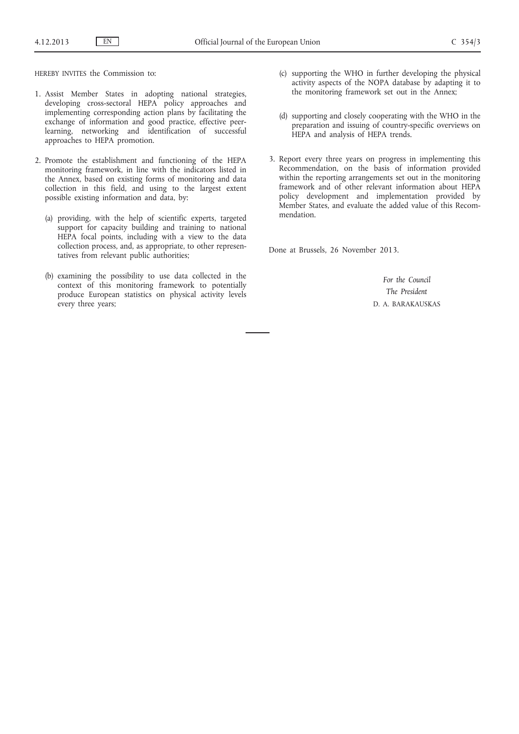HEREBY INVITES the Commission to:

1. Assist Member States in adopting national strategies, developing cross-sectoral HEPA policy approaches and implementing corresponding action plans by facilitating the exchange of information and good practice, effective peer-learning, networking and identification of successful approaches to HEPA promotion.

2. Promote the establishment and functioning of the HEPA monitoring framework, in line with the indicators listed in the Annex, based on existing forms of monitoring and data collection in this field, and using to the largest extent possible existing information and data, by:

   (a) providing, with the help of scientific experts, targeted support for capacity building and training to national HEPA focal points, including with a view to the data collection process, and, as appropriate, to other representatives from relevant public authorities;

   (b) examining the possibility to use data collected in the context of this monitoring framework to potentially produce European statistics on physical activity levels every three years;

   (c) supporting the WHO in further developing the physical activity aspects of the NOPA database by adapting it to the monitoring framework set out in the Annex;

   (d) supporting and closely cooperating with the WHO in the preparation and issuing of country-specific overviews on HEPA and analysis of HEPA trends.

3. Report every three years on progress in implementing this Recommendation, on the basis of information provided within the reporting arrangements set out in the monitoring framework and of other relevant information about HEPA policy development and implementation provided by Member States, and evaluate the added value of this Recommendation.

Done at Brussels, 26 November 2013.

*For the Council*

*The President*

D. A. BARAKAUSKAS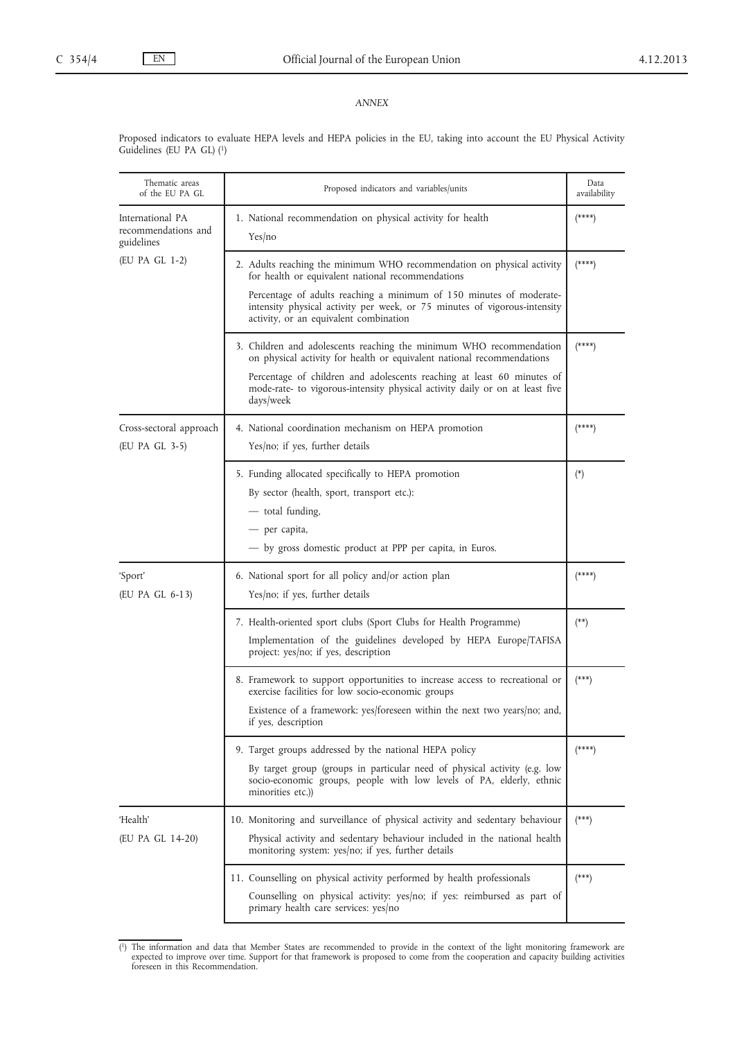*ANNEX*

Proposed indicators to evaluate HEPA levels and HEPA policies in the EU, taking into account the EU Physical Activity Guidelines (EU PA GL) [1]

| Thematic areas of the EU PA GL | Proposed indicators and variables/units | Data availability |
|---|---|---|
| International PA recommendations and guidelines<br>(EU PA GL 1-2) | 1. National recommendation on physical activity for health<br>Yes/no | (****) |
| | 2. Adults reaching the minimum WHO recommendation on physical activity for health or equivalent national recommendations<br>Percentage of adults reaching a minimum of 150 minutes of moderate-intensity physical activity per week, or 75 minutes of vigorous-intensity activity, or an equivalent combination | (****) |
| | 3. Children and adolescents reaching the minimum WHO recommendation on physical activity for health or equivalent national recommendations<br>Percentage of children and adolescents reaching at least 60 minutes of mode-rate- to vigorous-intensity physical activity daily or on at least five days/week | (****) |
| Cross-sectoral approach<br>(EU PA GL 3-5) | 4. National coordination mechanism on HEPA promotion<br>Yes/no; if yes, further details | (****) |
| | 5. Funding allocated specifically to HEPA promotion<br>By sector (health, sport, transport etc.):<br>— total funding,<br>— per capita,<br>— by gross domestic product at PPP per capita, in Euros. | (*) |
| 'Sport'<br>(EU PA GL 6-13) | 6. National sport for all policy and/or action plan<br>Yes/no; if yes, further details | (****) |
| | 7. Health-oriented sport clubs (Sport Clubs for Health Programme)<br>Implementation of the guidelines developed by HEPA Europe/TAFISA project: yes/no; if yes, description | (**) |
| | 8. Framework to support opportunities to increase access to recreational or exercise facilities for low socio-economic groups<br>Existence of a framework: yes/foreseen within the next two years/no; and, if yes, description | (***) |
| | 9. Target groups addressed by the national HEPA policy<br>By target group (groups in particular need of physical activity (e.g. low socio-economic groups, people with low levels of PA, elderly, ethnic minorities etc.)) | (****) |
| 'Health'<br>(EU PA GL 14-20) | 10. Monitoring and surveillance of physical activity and sedentary behaviour<br>Physical activity and sedentary behaviour included in the national health monitoring system: yes/no; if yes, further details | (***) |
| | 11. Counselling on physical activity performed by health professionals<br>Counselling on physical activity: yes/no; if yes: reimbursed as part of primary health care services: yes/no | (***) |

[1] The information and data that Member States are recommended to provide in the context of the light monitoring framework are expected to improve over time. Support for that framework is proposed to come from the cooperation and capacity building activities foreseen in this Recommendation.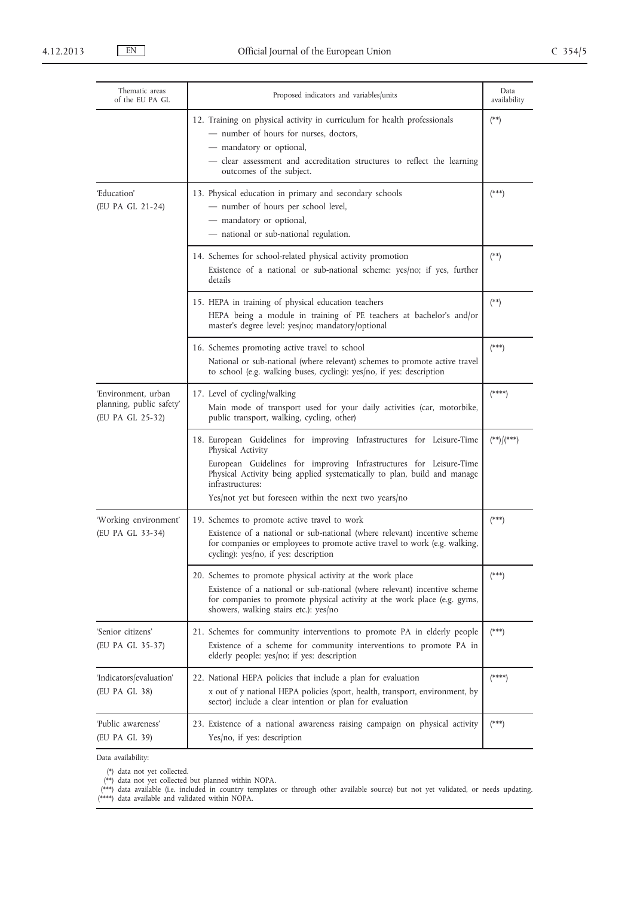| Thematic areas of the EU PA GL | Proposed indicators and variables/units | Data availability |
|---|---|---|
| | 12. Training on physical activity in curriculum for health professionals<br>— number of hours for nurses, doctors,<br>— mandatory or optional,<br>— clear assessment and accreditation structures to reflect the learning outcomes of the subject. | (**) |
| 'Education'<br>(EU PA GL 21-24) | 13. Physical education in primary and secondary schools<br>— number of hours per school level,<br>— mandatory or optional,<br>— national or sub-national regulation. | (***) |
| | 14. Schemes for school-related physical activity promotion<br>Existence of a national or sub-national scheme: yes/no; if yes, further details | (**) |
| | 15. HEPA in training of physical education teachers<br>HEPA being a module in training of PE teachers at bachelor's and/or master's degree level: yes/no; mandatory/optional | (**) |
| | 16. Schemes promoting active travel to school<br>National or sub-national (where relevant) schemes to promote active travel to school (e.g. walking buses, cycling): yes/no, if yes: description | (***) |
| 'Environment, urban planning, public safety'<br>(EU PA GL 25-32) | 17. Level of cycling/walking<br>Main mode of transport used for your daily activities (car, motorbike, public transport, walking, cycling, other) | (****) |
| | 18. European Guidelines for improving Infrastructures for Leisure-Time Physical Activity<br>European Guidelines for improving Infrastructures for Leisure-Time Physical Activity being applied systematically to plan, build and manage infrastructures:<br>Yes/not yet but foreseen within the next two years/no | (**)/(***) |
| 'Working environment'<br>(EU PA GL 33-34) | 19. Schemes to promote active travel to work<br>Existence of a national or sub-national (where relevant) incentive scheme for companies or employees to promote active travel to work (e.g. walking, cycling): yes/no, if yes: description | (***) |
| | 20. Schemes to promote physical activity at the work place<br>Existence of a national or sub-national (where relevant) incentive scheme for companies to promote physical activity at the work place (e.g. gyms, showers, walking stairs etc.): yes/no | (***) |
| 'Senior citizens'<br>(EU PA GL 35-37) | 21. Schemes for community interventions to promote PA in elderly people<br>Existence of a scheme for community interventions to promote PA in elderly people: yes/no; if yes: description | (***) |
| 'Indicators/evaluation'<br>(EU PA GL 38) | 22. National HEPA policies that include a plan for evaluation<br>x out of y national HEPA policies (sport, health, transport, environment, by sector) include a clear intention or plan for evaluation | (****) |
| 'Public awareness'<br>(EU PA GL 39) | 23. Existence of a national awareness raising campaign on physical activity<br>Yes/no, if yes: description | (***) |

Data availability:

(*) data not yet collected.
(**) data not yet collected but planned within NOPA.
(***) data available (i.e. included in country templates or through other available source) but not yet validated, or needs updating.
(****) data available and validated within NOPA.